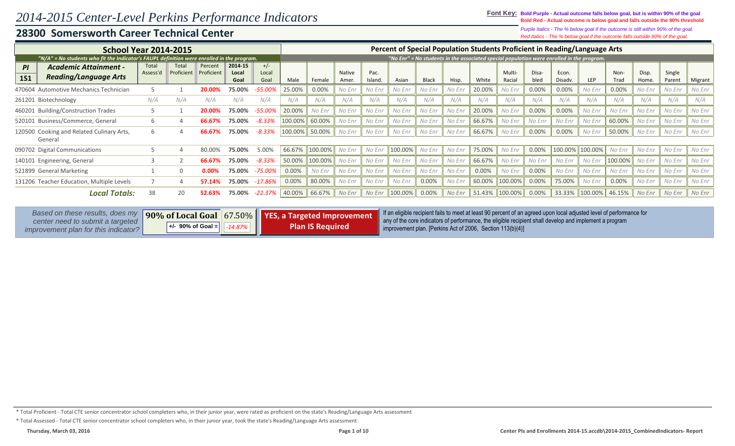# 2014-2015 Center-Level Perkins Performance Indicators

## 28300 Somersworth Career Technical Center

**Font Key:** **Bold Purple - Actual outcome falls below goal, but is within 90% of the goal**
**Bold Red - Actual outcome is below goal and falls outside the 90% threshold**
*Purple Italics - The % below goal if the outcome is still within 90% of the goal.*
*Red Italics - The % below goal if the outcome falls outside 90% of the goal.*

**School Year 2014-2015**

*"N/A" = No students who fit the Indicator's FAUPL definition were enrolled in the program.*

**Percent of Special Population Students Proficient in Reading/Language Arts**

*"No Enr" = No students in the associated special population were enrolled in the program.*

| PI 1S1 | Academic Attainment - Reading/Language Arts | Total Assess'd | Total Proficient | Percent Proficient | 2014-15 Local Goal | +/- Local Goal | Male | Female | Native Amer. | Pac. Island. | Asian | Black | Hisp. | White | Multi-Racial | Disabled | Econ. Disadv. | LEP | Non-Trad | Disp. Home. | Single Parent | Migrant |
|---|---|---|---|---|---|---|---|---|---|---|---|---|---|---|---|---|---|---|---|---|---|---|
| 470604 | Automotive Mechanics Technician | 5 | 1 | **20.00%** | **75.00%** | *-55.00%* | 25.00% | 0.00% | *No Enr* | *No Enr* | *No Enr* | *No Enr* | *No Enr* | 20.00% | *No Enr* | 0.00% | 0.00% | *No Enr* | 0.00% | *No Enr* | *No Enr* | *No Enr* |
| 261201 | Biotechnology | *N/A* | *N/A* | *N/A* | *N/A* | *N/A* | *N/A* | *N/A* | *N/A* | *N/A* | *N/A* | *N/A* | *N/A* | *N/A* | *N/A* | *N/A* | *N/A* | *N/A* | *N/A* | *N/A* | *N/A* | *N/A* |
| 460201 | Building/Construction Trades | 5 | 1 | **20.00%** | **75.00%** | *-55.00%* | 20.00% | *No Enr* | *No Enr* | *No Enr* | *No Enr* | *No Enr* | *No Enr* | 20.00% | *No Enr* | 0.00% | 0.00% | *No Enr* | *No Enr* | *No Enr* | *No Enr* | *No Enr* |
| 520101 | Business/Commerce, General | 6 | 4 | **66.67%** | **75.00%** | *-8.33%* | 100.00% | 60.00% | *No Enr* | *No Enr* | *No Enr* | *No Enr* | *No Enr* | 66.67% | *No Enr* | *No Enr* | *No Enr* | *No Enr* | 60.00% | *No Enr* | *No Enr* | *No Enr* |
| 120500 | Cooking and Related Culinary Arts, General | 6 | 4 | **66.67%** | **75.00%** | *-8.33%* | 100.00% | 50.00% | *No Enr* | *No Enr* | *No Enr* | *No Enr* | *No Enr* | 66.67% | *No Enr* | 0.00% | 0.00% | *No Enr* | 50.00% | *No Enr* | *No Enr* | *No Enr* |
| 090702 | Digital Communications | 5 | 4 | 80.00% | **75.00%** | 5.00% | 66.67% | 100.00% | *No Enr* | *No Enr* | 100.00% | *No Enr* | *No Enr* | 75.00% | *No Enr* | 0.00% | 100.00% | 100.00% | *No Enr* | *No Enr* | *No Enr* | *No Enr* |
| 140101 | Engineering, General | 3 | 2 | **66.67%** | **75.00%** | *-8.33%* | 50.00% | 100.00% | *No Enr* | *No Enr* | *No Enr* | *No Enr* | *No Enr* | 66.67% | *No Enr* | *No Enr* | *No Enr* | *No Enr* | 100.00% | *No Enr* | *No Enr* | *No Enr* |
| 521899 | General Marketing | 1 | 0 | **0.00%** | **75.00%** | *-75.00%* | 0.00% | *No Enr* | *No Enr* | *No Enr* | *No Enr* | *No Enr* | *No Enr* | 0.00% | *No Enr* | 0.00% | *No Enr* | *No Enr* | *No Enr* | *No Enr* | *No Enr* | *No Enr* |
| 131206 | Teacher Education, Multiple Levels | 7 | 4 | **57.14%** | **75.00%** | *-17.86%* | 0.00% | 80.00% | *No Enr* | *No Enr* | *No Enr* | 0.00% | *No Enr* | 60.00% | 100.00% | 0.00% | 75.00% | *No Enr* | 0.00% | *No Enr* | *No Enr* | *No Enr* |
| | ***Local Totals:*** | 38 | 20 | **52.63%** | **75.00%** | *-22.37%* | 40.00% | 66.67% | *No Enr* | *No Enr* | 100.00% | 0.00% | *No Enr* | 51.43% | 100.00% | 0.00% | 33.33% | 100.00% | 46.15% | *No Enr* | *No Enr* | *No Enr* |

| *Based on these results, does my center need to submit a targeted improvement plan for this indicator?* | **90% of Local Goal** | 67.50% | **YES, a Targeted Improvement Plan IS Required** |
|---|---|---|---|
| | **+/- 90% of Goal =** | *-14.87%* | |

If an eligible recipient fails to meet at least 90 percent of an agreed upon local adjusted level of performance for any of the core indicators of performance, the eligible recipient shall develop and implement a program improvement plan. [Perkins Act of 2006, Section 113(b)(4)]

\* Total Proficient - Total CTE senior concentrator school completers who, in their junior year, were rated as proficient on the state's Reading/Language Arts assessment

\* Total Assessed - Total CTE senior concentrator school completers who, in their junior year, took the state's Reading/Language Arts assessment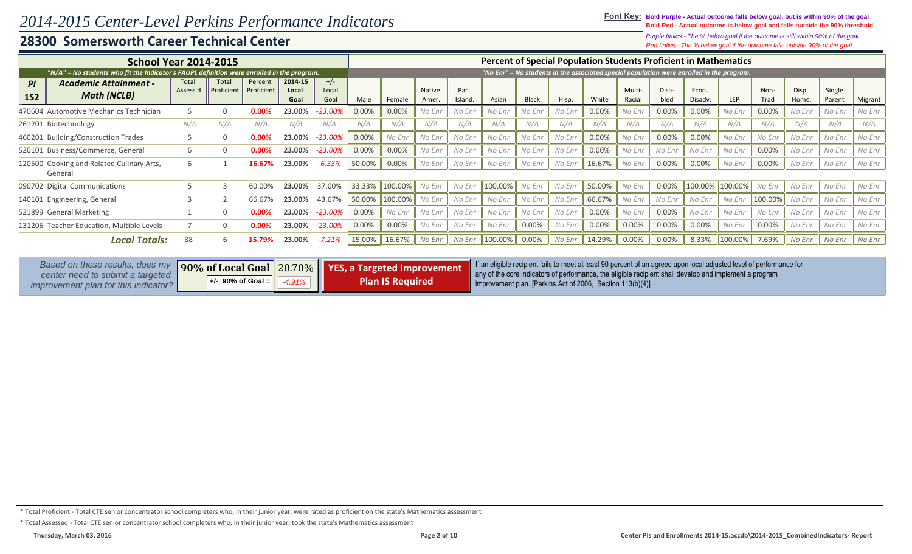# 2014-2015 Center-Level Perkins Performance Indicators

## 28300 Somersworth Career Technical Center

**Font Key:** **Bold Purple - Actual outcome falls below goal, but is within 90% of the goal**
**Bold Red - Actual outcome is below goal and falls outside the 90% threshold**
*Purple Italics - The % below goal if the outcome is still within 90% of the goal.*
*Red Italics - The % below goal if the outcome falls outside 90% of the goal.*

### School Year 2014-2015

*"N/A" = No students who fit the Indicator's FAUPL definition were enrolled in the program.*

### Percent of Special Population Students Proficient in Mathematics

*"No Enr" = No students in the associated special population were enrolled in the program.*

| PI 1S2 | Academic Attainment - Math (NCLB) | Total Assess'd | Total Proficient | Percent Proficient | 2014-15 Local Goal | +/- Local Goal | Male | Female | Native Amer. | Pac. Island. | Asian | Black | Hisp. | White | Multi-Racial | Disabled | Econ. Disadv. | LEP | Non-Trad | Disp. Home. | Single Parent | Migrant |
|---|---|---|---|---|---|---|---|---|---|---|---|---|---|---|---|---|---|---|---|---|---|---|
| 470604 | Automotive Mechanics Technician | 5 | 0 | **0.00%** | **23.00%** | *-23.00%* | 0.00% | 0.00% | *No Enr* | *No Enr* | *No Enr* | *No Enr* | *No Enr* | 0.00% | *No Enr* | 0.00% | 0.00% | *No Enr* | 0.00% | *No Enr* | *No Enr* | *No Enr* |
| 261201 | Biotechnology | *N/A* | *N/A* | *N/A* | *N/A* | *N/A* | *N/A* | *N/A* | *N/A* | *N/A* | *N/A* | *N/A* | *N/A* | *N/A* | *N/A* | *N/A* | *N/A* | *N/A* | *N/A* | *N/A* | *N/A* | *N/A* |
| 460201 | Building/Construction Trades | 5 | 0 | **0.00%** | **23.00%** | *-23.00%* | 0.00% | *No Enr* | *No Enr* | *No Enr* | *No Enr* | *No Enr* | *No Enr* | 0.00% | *No Enr* | 0.00% | 0.00% | *No Enr* | *No Enr* | *No Enr* | *No Enr* | *No Enr* |
| 520101 | Business/Commerce, General | 6 | 0 | **0.00%** | **23.00%** | *-23.00%* | 0.00% | 0.00% | *No Enr* | *No Enr* | *No Enr* | *No Enr* | *No Enr* | 0.00% | *No Enr* | *No Enr* | *No Enr* | *No Enr* | 0.00% | *No Enr* | *No Enr* | *No Enr* |
| 120500 | Cooking and Related Culinary Arts, General | 6 | 1 | **16.67%** | **23.00%** | *-6.33%* | 50.00% | 0.00% | *No Enr* | *No Enr* | *No Enr* | *No Enr* | *No Enr* | 16.67% | *No Enr* | 0.00% | 0.00% | *No Enr* | 0.00% | *No Enr* | *No Enr* | *No Enr* |
| 090702 | Digital Communications | 5 | 3 | 60.00% | **23.00%** | 37.00% | 33.33% | 100.00% | *No Enr* | *No Enr* | 100.00% | *No Enr* | *No Enr* | 50.00% | *No Enr* | 0.00% | 100.00% | 100.00% | *No Enr* | *No Enr* | *No Enr* | *No Enr* |
| 140101 | Engineering, General | 3 | 2 | 66.67% | **23.00%** | 43.67% | 50.00% | 100.00% | *No Enr* | *No Enr* | *No Enr* | *No Enr* | *No Enr* | 66.67% | *No Enr* | *No Enr* | *No Enr* | *No Enr* | 100.00% | *No Enr* | *No Enr* | *No Enr* |
| 521899 | General Marketing | 1 | 0 | **0.00%** | **23.00%** | *-23.00%* | 0.00% | *No Enr* | *No Enr* | *No Enr* | *No Enr* | *No Enr* | *No Enr* | 0.00% | *No Enr* | 0.00% | *No Enr* | *No Enr* | *No Enr* | *No Enr* | *No Enr* | *No Enr* |
| 131206 | Teacher Education, Multiple Levels | 7 | 0 | **0.00%** | **23.00%** | *-23.00%* | 0.00% | 0.00% | *No Enr* | *No Enr* | *No Enr* | 0.00% | *No Enr* | 0.00% | 0.00% | 0.00% | 0.00% | *No Enr* | 0.00% | *No Enr* | *No Enr* | *No Enr* |
| | ***Local Totals:*** | 38 | 6 | **15.79%** | **23.00%** | *-7.21%* | 15.00% | 16.67% | *No Enr* | *No Enr* | 100.00% | 0.00% | *No Enr* | 14.29% | 0.00% | 0.00% | 8.33% | 100.00% | 7.69% | *No Enr* | *No Enr* | *No Enr* |

*Based on these results, does my center need to submit a targeted improvement plan for this indicator?*

| **90% of Local Goal** | 20.70% |
|---|---|
| **+/- 90% of Goal =** | *-4.91%* |

**YES, a Targeted Improvement Plan IS Required**

If an eligible recipient fails to meet at least 90 percent of an agreed upon local adjusted level of performance for any of the core indicators of performance, the eligible recipient shall develop and implement a program improvement plan. [Perkins Act of 2006, Section 113(b)(4)]

* Total Proficient - Total CTE senior concentrator school completers who, in their junior year, were rated as proficient on the state's Mathematics assessment

* Total Assessed - Total CTE senior concentrator school completers who, in their junior year, took the state's Mathematics assessment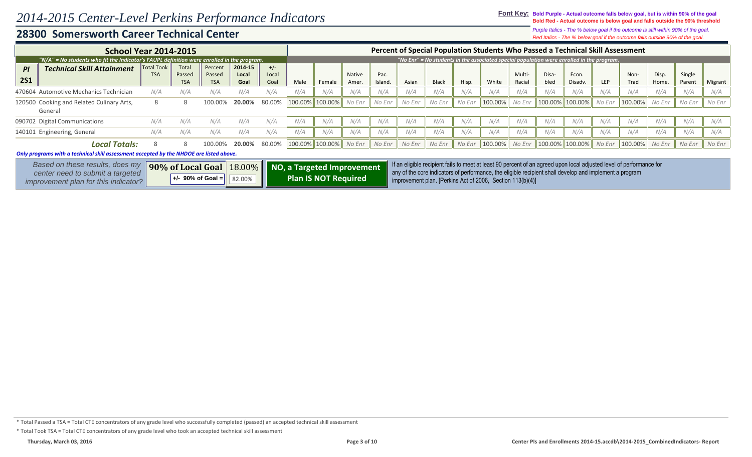# 2014-2015 Center-Level Perkins Performance Indicators

## 28300 Somersworth Career Technical Center

**Font Key:** **Bold Purple - Actual outcome falls below goal, but is within 90% of the goal**
**Bold Red - Actual outcome is below goal and falls outside the 90% threshold**
*Purple Italics - The % below goal if the outcome is still within 90% of the goal.*
*Red Italics - The % below goal if the outcome falls outside 90% of the goal.*

| School Year 2014-2015 | | | | | | Percent of Special Population Students Who Passed a Technical Skill Assessment | | | | | | | | | | | | | | | | |
|---|---|---|---|---|---|---|---|---|---|---|---|---|---|---|---|---|---|---|---|---|---|---|
| *"N/A" = No students who fit the Indicator's FAUPL definition were enrolled in the program.* | | | | | | *"No Enr" = No students in the associated special population were enrolled in the program.* | | | | | | | | | | | | | | | | |
| **PI 2S1** **Technical Skill Attainment** | Total Took TSA | Total Passed TSA | Percent Passed TSA | **2014-15 Local Goal** | +/- Local Goal | Male | Female | Native Amer. | Pac. Island. | Asian | Black | Hisp. | White | Multi-Racial | Disabled | Econ. Disadv. | LEP | Non-Trad | Disp. Home. | Single Parent | Migrant |
| 470604 Automotive Mechanics Technician | *N/A* | *N/A* | *N/A* | *N/A* | *N/A* | *N/A* | *N/A* | *N/A* | *N/A* | *N/A* | *N/A* | *N/A* | *N/A* | *N/A* | *N/A* | *N/A* | *N/A* | *N/A* | *N/A* | *N/A* | *N/A* |
| 120500 Cooking and Related Culinary Arts, General | 8 | 8 | 100.00% | **20.00%** | 80.00% | 100.00% | 100.00% | *No Enr* | *No Enr* | *No Enr* | *No Enr* | *No Enr* | 100.00% | *No Enr* | 100.00% | 100.00% | *No Enr* | 100.00% | *No Enr* | *No Enr* | *No Enr* |
| 090702 Digital Communications | *N/A* | *N/A* | *N/A* | *N/A* | *N/A* | *N/A* | *N/A* | *N/A* | *N/A* | *N/A* | *N/A* | *N/A* | *N/A* | *N/A* | *N/A* | *N/A* | *N/A* | *N/A* | *N/A* | *N/A* | *N/A* |
| 140101 Engineering, General | *N/A* | *N/A* | *N/A* | *N/A* | *N/A* | *N/A* | *N/A* | *N/A* | *N/A* | *N/A* | *N/A* | *N/A* | *N/A* | *N/A* | *N/A* | *N/A* | *N/A* | *N/A* | *N/A* | *N/A* | *N/A* |
| ***Local Totals:*** | 8 | 8 | 100.00% | **20.00%** | 80.00% | 100.00% | 100.00% | *No Enr* | *No Enr* | *No Enr* | *No Enr* | *No Enr* | 100.00% | *No Enr* | 100.00% | 100.00% | *No Enr* | 100.00% | *No Enr* | *No Enr* | *No Enr* |

***Only programs with a technical skill assessment accepted by the NHDOE are listed above.***

*Based on these results, does my center need to submit a targeted improvement plan for this indicator?*

| **90% of Local Goal** | 18.00% |
|---|---|
| **+/- 90% of Goal =** | 82.00% |

**NO, a Targeted Improvement Plan IS NOT Required**

If an eligible recipient fails to meet at least 90 percent of an agreed upon local adjusted level of performance for any of the core indicators of performance, the eligible recipient shall develop and implement a program improvement plan. [Perkins Act of 2006, Section 113(b)(4)]

\* Total Passed a TSA = Total CTE concentrators of any grade level who successfully completed (passed) an accepted technical skill assessment

\* Total Took TSA = Total CTE concentrators of any grade level who took an accepted technical skill assessment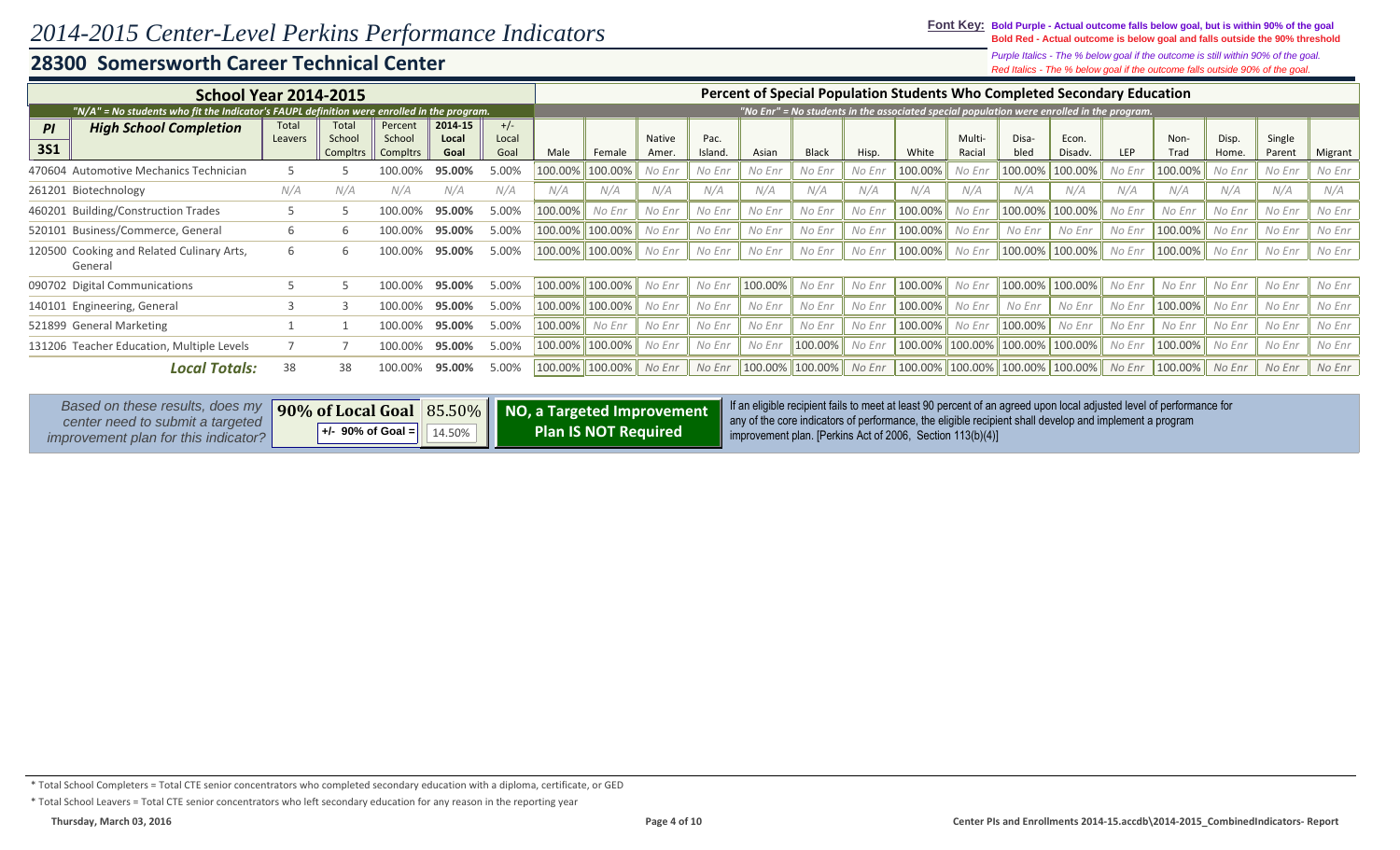# 2014-2015 Center-Level Perkins Performance Indicators

## 28300 Somersworth Career Technical Center

**Font Key:** **Bold Purple - Actual outcome falls below goal, but is within 90% of the goal**
**Bold Red - Actual outcome is below goal and falls outside the 90% threshold**
*Purple Italics - The % below goal if the outcome is still within 90% of the goal.*
*Red Italics - The % below goal if the outcome falls outside 90% of the goal.*

| School Year 2014-2015 | | | | | | | Percent of Special Population Students Who Completed Secondary Education | | | | | | | | | | | | | | | | |
|---|---|---|---|---|---|---|---|---|---|---|---|---|---|---|---|---|---|---|---|---|---|---|---|
| *"N/A" = No students who fit the Indicator's FAUPL definition were enrolled in the program.* | | | | | | | *"No Enr" = No students in the associated special population were enrolled in the program.* | | | | | | | | | | | | | | | | |
| **PI 3S1** | **High School Completion** | Total Leavers | Total School Compltrs | Percent School Compltrs | **2014-15 Local Goal** | +/- Local Goal | Male | Female | Native Amer. | Pac. Island. | Asian | Black | Hisp. | White | Multi-Racial | Disabled | Econ. Disadv. | LEP | Non-Trad | Disp. Home. | Single Parent | Migrant |
| 470604 | Automotive Mechanics Technician | 5 | 5 | 100.00% | **95.00%** | 5.00% | 100.00% | 100.00% | *No Enr* | *No Enr* | *No Enr* | *No Enr* | *No Enr* | 100.00% | *No Enr* | 100.00% | 100.00% | *No Enr* | 100.00% | *No Enr* | *No Enr* | *No Enr* |
| 261201 | Biotechnology | *N/A* | *N/A* | *N/A* | *N/A* | *N/A* | *N/A* | *N/A* | *N/A* | *N/A* | *N/A* | *N/A* | *N/A* | *N/A* | *N/A* | *N/A* | *N/A* | *N/A* | *N/A* | *N/A* | *N/A* | *N/A* |
| 460201 | Building/Construction Trades | 5 | 5 | 100.00% | **95.00%** | 5.00% | 100.00% | *No Enr* | *No Enr* | *No Enr* | *No Enr* | *No Enr* | *No Enr* | 100.00% | *No Enr* | 100.00% | 100.00% | *No Enr* | *No Enr* | *No Enr* | *No Enr* | *No Enr* |
| 520101 | Business/Commerce, General | 6 | 6 | 100.00% | **95.00%** | 5.00% | 100.00% | 100.00% | *No Enr* | *No Enr* | *No Enr* | *No Enr* | *No Enr* | 100.00% | *No Enr* | *No Enr* | *No Enr* | *No Enr* | 100.00% | *No Enr* | *No Enr* | *No Enr* |
| 120500 | Cooking and Related Culinary Arts, General | 6 | 6 | 100.00% | **95.00%** | 5.00% | 100.00% | 100.00% | *No Enr* | *No Enr* | *No Enr* | *No Enr* | *No Enr* | 100.00% | *No Enr* | 100.00% | 100.00% | *No Enr* | 100.00% | *No Enr* | *No Enr* | *No Enr* |
| 090702 | Digital Communications | 5 | 5 | 100.00% | **95.00%** | 5.00% | 100.00% | 100.00% | *No Enr* | *No Enr* | 100.00% | *No Enr* | *No Enr* | 100.00% | *No Enr* | 100.00% | 100.00% | *No Enr* | *No Enr* | *No Enr* | *No Enr* | *No Enr* |
| 140101 | Engineering, General | 3 | 3 | 100.00% | **95.00%** | 5.00% | 100.00% | 100.00% | *No Enr* | *No Enr* | *No Enr* | *No Enr* | *No Enr* | 100.00% | *No Enr* | *No Enr* | *No Enr* | *No Enr* | 100.00% | *No Enr* | *No Enr* | *No Enr* |
| 521899 | General Marketing | 1 | 1 | 100.00% | **95.00%** | 5.00% | 100.00% | *No Enr* | *No Enr* | *No Enr* | *No Enr* | *No Enr* | *No Enr* | 100.00% | *No Enr* | 100.00% | *No Enr* | *No Enr* | *No Enr* | *No Enr* | *No Enr* | *No Enr* |
| 131206 | Teacher Education, Multiple Levels | 7 | 7 | 100.00% | **95.00%** | 5.00% | 100.00% | 100.00% | *No Enr* | *No Enr* | *No Enr* | 100.00% | *No Enr* | 100.00% | 100.00% | 100.00% | 100.00% | *No Enr* | 100.00% | *No Enr* | *No Enr* | *No Enr* |
| | ***Local Totals:*** | 38 | 38 | 100.00% | **95.00%** | 5.00% | 100.00% | 100.00% | *No Enr* | *No Enr* | 100.00% | 100.00% | *No Enr* | 100.00% | 100.00% | 100.00% | 100.00% | *No Enr* | 100.00% | *No Enr* | *No Enr* | *No Enr* |

*Based on these results, does my center need to submit a targeted improvement plan for this indicator?*

| **90% of Local Goal** | 85.50% |
|---|---|
| **+/- 90% of Goal =** | 14.50% |

**NO, a Targeted Improvement Plan IS NOT Required**

If an eligible recipient fails to meet at least 90 percent of an agreed upon local adjusted level of performance for any of the core indicators of performance, the eligible recipient shall develop and implement a program improvement plan. [Perkins Act of 2006, Section 113(b)(4)]

\* Total School Completers = Total CTE senior concentrators who completed secondary education with a diploma, certificate, or GED

\* Total School Leavers = Total CTE senior concentrators who left secondary education for any reason in the reporting year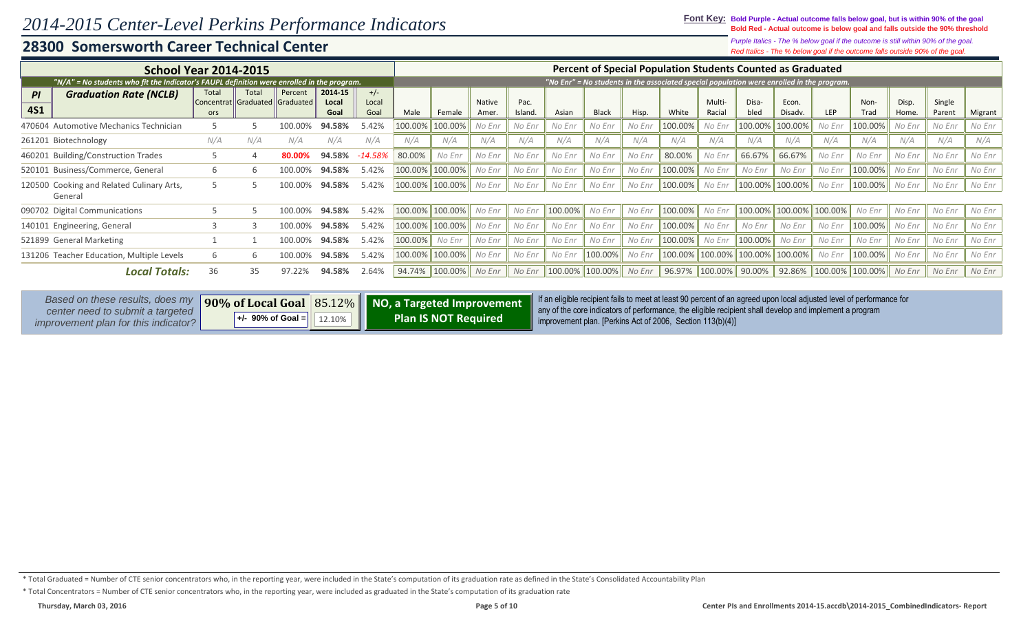# 2014-2015 Center-Level Perkins Performance Indicators

## 28300 Somersworth Career Technical Center

**Font Key:** **Bold Purple - Actual outcome falls below goal, but is within 90% of the goal**
**Bold Red - Actual outcome is below goal and falls outside the 90% threshold**
*Purple Italics - The % below goal if the outcome is still within 90% of the goal.*
*Red Italics - The % below goal if the outcome falls outside 90% of the goal.*

| School Year 2014-2015 | | | | | | | Percent of Special Population Students Counted as Graduated | | | | | | | | | | | | | | | | | |
|---|---|---|---|---|---|---|---|---|---|---|---|---|---|---|---|---|---|---|---|---|---|---|---|---|
| *"N/A" = No students who fit the Indicator's FAUPL definition were enrolled in the program.* | | | | | | | *"No Enr" = No students in the associated special population were enrolled in the program.* | | | | | | | | | | | | | | | | | |
| **PI 4S1** | **Graduation Rate (NCLB)** | Total Concentrators | Total Graduated | Percent Graduated | 2014-15 Local Goal | +/- Local Goal | Male | Female | Native Amer. | Pac. Island. | Asian | Black | Hisp. | White | Multi-Racial | Disabled | Econ. Disadv. | LEP | Non-Trad | Disp. Home. | Single Parent | Migrant |
| 470604 | Automotive Mechanics Technician | 5 | 5 | 100.00% | **94.58%** | 5.42% | 100.00% | 100.00% | *No Enr* | *No Enr* | *No Enr* | *No Enr* | *No Enr* | 100.00% | *No Enr* | 100.00% | 100.00% | *No Enr* | 100.00% | *No Enr* | *No Enr* | *No Enr* |
| 261201 | Biotechnology | *N/A* | *N/A* | *N/A* | *N/A* | *N/A* | *N/A* | *N/A* | *N/A* | *N/A* | *N/A* | *N/A* | *N/A* | *N/A* | *N/A* | *N/A* | *N/A* | *N/A* | *N/A* | *N/A* | *N/A* | *N/A* |
| 460201 | Building/Construction Trades | 5 | 4 | **80.00%** | **94.58%** | *-14.58%* | 80.00% | *No Enr* | *No Enr* | *No Enr* | *No Enr* | *No Enr* | *No Enr* | 80.00% | *No Enr* | 66.67% | 66.67% | *No Enr* | *No Enr* | *No Enr* | *No Enr* | *No Enr* |
| 520101 | Business/Commerce, General | 6 | 6 | 100.00% | **94.58%** | 5.42% | 100.00% | 100.00% | *No Enr* | *No Enr* | *No Enr* | *No Enr* | *No Enr* | 100.00% | *No Enr* | *No Enr* | *No Enr* | *No Enr* | 100.00% | *No Enr* | *No Enr* | *No Enr* |
| 120500 | Cooking and Related Culinary Arts, General | 5 | 5 | 100.00% | **94.58%** | 5.42% | 100.00% | 100.00% | *No Enr* | *No Enr* | *No Enr* | *No Enr* | *No Enr* | 100.00% | *No Enr* | 100.00% | 100.00% | *No Enr* | 100.00% | *No Enr* | *No Enr* | *No Enr* |
| 090702 | Digital Communications | 5 | 5 | 100.00% | **94.58%** | 5.42% | 100.00% | 100.00% | *No Enr* | *No Enr* | 100.00% | *No Enr* | *No Enr* | 100.00% | *No Enr* | 100.00% | 100.00% | 100.00% | *No Enr* | *No Enr* | *No Enr* | *No Enr* |
| 140101 | Engineering, General | 3 | 3 | 100.00% | **94.58%** | 5.42% | 100.00% | 100.00% | *No Enr* | *No Enr* | *No Enr* | *No Enr* | *No Enr* | 100.00% | *No Enr* | *No Enr* | *No Enr* | *No Enr* | 100.00% | *No Enr* | *No Enr* | *No Enr* |
| 521899 | General Marketing | 1 | 1 | 100.00% | **94.58%** | 5.42% | 100.00% | *No Enr* | *No Enr* | *No Enr* | *No Enr* | *No Enr* | *No Enr* | 100.00% | *No Enr* | 100.00% | *No Enr* | *No Enr* | *No Enr* | *No Enr* | *No Enr* | *No Enr* |
| 131206 | Teacher Education, Multiple Levels | 6 | 6 | 100.00% | **94.58%** | 5.42% | 100.00% | 100.00% | *No Enr* | *No Enr* | *No Enr* | 100.00% | *No Enr* | 100.00% | 100.00% | 100.00% | 100.00% | *No Enr* | 100.00% | *No Enr* | *No Enr* | *No Enr* |
| | ***Local Totals:*** | 36 | 35 | 97.22% | **94.58%** | 2.64% | 94.74% | 100.00% | *No Enr* | *No Enr* | 100.00% | 100.00% | *No Enr* | 96.97% | 100.00% | 90.00% | 92.86% | 100.00% | 100.00% | *No Enr* | *No Enr* | *No Enr* |

*Based on these results, does my center need to submit a targeted improvement plan for this indicator?*

| **90% of Local Goal** | 85.12% |
|---|---|
| **+/- 90% of Goal =** | 12.10% |

**NO, a Targeted Improvement Plan IS NOT Required**

If an eligible recipient fails to meet at least 90 percent of an agreed upon local adjusted level of performance for any of the core indicators of performance, the eligible recipient shall develop and implement a program improvement plan. [Perkins Act of 2006, Section 113(b)(4)]

\* Total Graduated = Number of CTE senior concentrators who, in the reporting year, were included in the State's computation of its graduation rate as defined in the State's Consolidated Accountability Plan

\* Total Concentrators = Number of CTE senior concentrators who, in the reporting year, were included as graduated in the State's computation of its graduation rate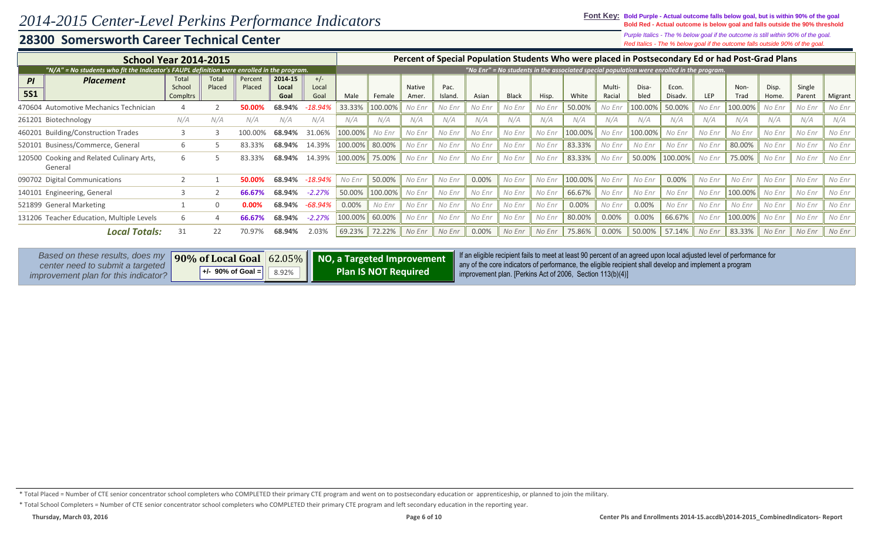# 2014-2015 Center-Level Perkins Performance Indicators

## 28300 Somersworth Career Technical Center

**Font Key:** **Bold Purple - Actual outcome falls below goal, but is within 90% of the goal**
**Bold Red - Actual outcome is below goal and falls outside the 90% threshold**
*Purple Italics - The % below goal if the outcome is still within 90% of the goal.*
*Red Italics - The % below goal if the outcome falls outside 90% of the goal.*

| School Year 2014-2015 | | | | | | | Percent of Special Population Students Who were placed in Postsecondary Ed or had Post-Grad Plans | | | | | | | | | | | | | | | | |
|---|---|---|---|---|---|---|---|---|---|---|---|---|---|---|---|---|---|---|---|---|---|---|---|
| *"N/A" = No students who fit the Indicator's FAUPL definition were enrolled in the program.* | | | | | | | *"No Enr" = No students in the associated special population were enrolled in the program.* | | | | | | | | | | | | | | | | |
| **PI 5S1** | **Placement** | Total School Compltrs | Total Placed | Percent Placed | **2014-15 Local Goal** | +/- Local Goal | Male | Female | Native Amer. | Pac. Island. | Asian | Black | Hisp. | White | Multi-Racial | Disa-bled | Econ. Disadv. | LEP | Non-Trad | Disp. Home. | Single Parent | Migrant |
| 470604 | Automotive Mechanics Technician | 4 | 2 | **50.00%** | **68.94%** | *-18.94%* | 33.33% | 100.00% | *No Enr* | *No Enr* | *No Enr* | *No Enr* | *No Enr* | 50.00% | *No Enr* | 100.00% | 50.00% | *No Enr* | 100.00% | *No Enr* | *No Enr* | *No Enr* |
| 261201 | Biotechnology | *N/A* | *N/A* | *N/A* | *N/A* | *N/A* | *N/A* | *N/A* | *N/A* | *N/A* | *N/A* | *N/A* | *N/A* | *N/A* | *N/A* | *N/A* | *N/A* | *N/A* | *N/A* | *N/A* | *N/A* | *N/A* |
| 460201 | Building/Construction Trades | 3 | 3 | 100.00% | **68.94%** | 31.06% | 100.00% | *No Enr* | *No Enr* | *No Enr* | *No Enr* | *No Enr* | *No Enr* | 100.00% | *No Enr* | 100.00% | *No Enr* | *No Enr* | *No Enr* | *No Enr* | *No Enr* | *No Enr* |
| 520101 | Business/Commerce, General | 6 | 5 | 83.33% | **68.94%** | 14.39% | 100.00% | 80.00% | *No Enr* | *No Enr* | *No Enr* | *No Enr* | *No Enr* | 83.33% | *No Enr* | *No Enr* | *No Enr* | *No Enr* | 80.00% | *No Enr* | *No Enr* | *No Enr* |
| 120500 | Cooking and Related Culinary Arts, General | 6 | 5 | 83.33% | **68.94%** | 14.39% | 100.00% | 75.00% | *No Enr* | *No Enr* | *No Enr* | *No Enr* | *No Enr* | 83.33% | *No Enr* | 50.00% | 100.00% | *No Enr* | 75.00% | *No Enr* | *No Enr* | *No Enr* |
| 090702 | Digital Communications | 2 | 1 | **50.00%** | **68.94%** | *-18.94%* | *No Enr* | 50.00% | *No Enr* | *No Enr* | 0.00% | *No Enr* | *No Enr* | 100.00% | *No Enr* | *No Enr* | 0.00% | *No Enr* | *No Enr* | *No Enr* | *No Enr* | *No Enr* |
| 140101 | Engineering, General | 3 | 2 | **66.67%** | **68.94%** | *-2.27%* | 50.00% | 100.00% | *No Enr* | *No Enr* | *No Enr* | *No Enr* | *No Enr* | 66.67% | *No Enr* | *No Enr* | *No Enr* | *No Enr* | 100.00% | *No Enr* | *No Enr* | *No Enr* |
| 521899 | General Marketing | 1 | 0 | **0.00%** | **68.94%** | *-68.94%* | 0.00% | *No Enr* | *No Enr* | *No Enr* | *No Enr* | *No Enr* | *No Enr* | 0.00% | *No Enr* | 0.00% | *No Enr* | *No Enr* | *No Enr* | *No Enr* | *No Enr* | *No Enr* |
| 131206 | Teacher Education, Multiple Levels | 6 | 4 | **66.67%** | **68.94%** | *-2.27%* | 100.00% | 60.00% | *No Enr* | *No Enr* | *No Enr* | *No Enr* | *No Enr* | 80.00% | 0.00% | 0.00% | 66.67% | *No Enr* | 100.00% | *No Enr* | *No Enr* | *No Enr* |
| | ***Local Totals:*** | 31 | 22 | 70.97% | **68.94%** | 2.03% | 69.23% | 72.22% | *No Enr* | *No Enr* | 0.00% | *No Enr* | *No Enr* | 75.86% | 0.00% | 50.00% | 57.14% | *No Enr* | 83.33% | *No Enr* | *No Enr* | *No Enr* |

*Based on these results, does my center need to submit a targeted improvement plan for this indicator?*

| **90% of Local Goal** | 62.05% |
|---|---|
| **+/- 90% of Goal =** | 8.92% |

**NO, a Targeted Improvement Plan IS NOT Required**

If an eligible recipient fails to meet at least 90 percent of an agreed upon local adjusted level of performance for any of the core indicators of performance, the eligible recipient shall develop and implement a program improvement plan. [Perkins Act of 2006, Section 113(b)(4)]

* Total Placed = Number of CTE senior concentrator school completers who COMPLETED their primary CTE program and went on to postsecondary education or apprenticeship, or planned to join the military.

* Total School Completers = Number of CTE senior concentrator school completers who COMPLETED their primary CTE program and left secondary education in the reporting year.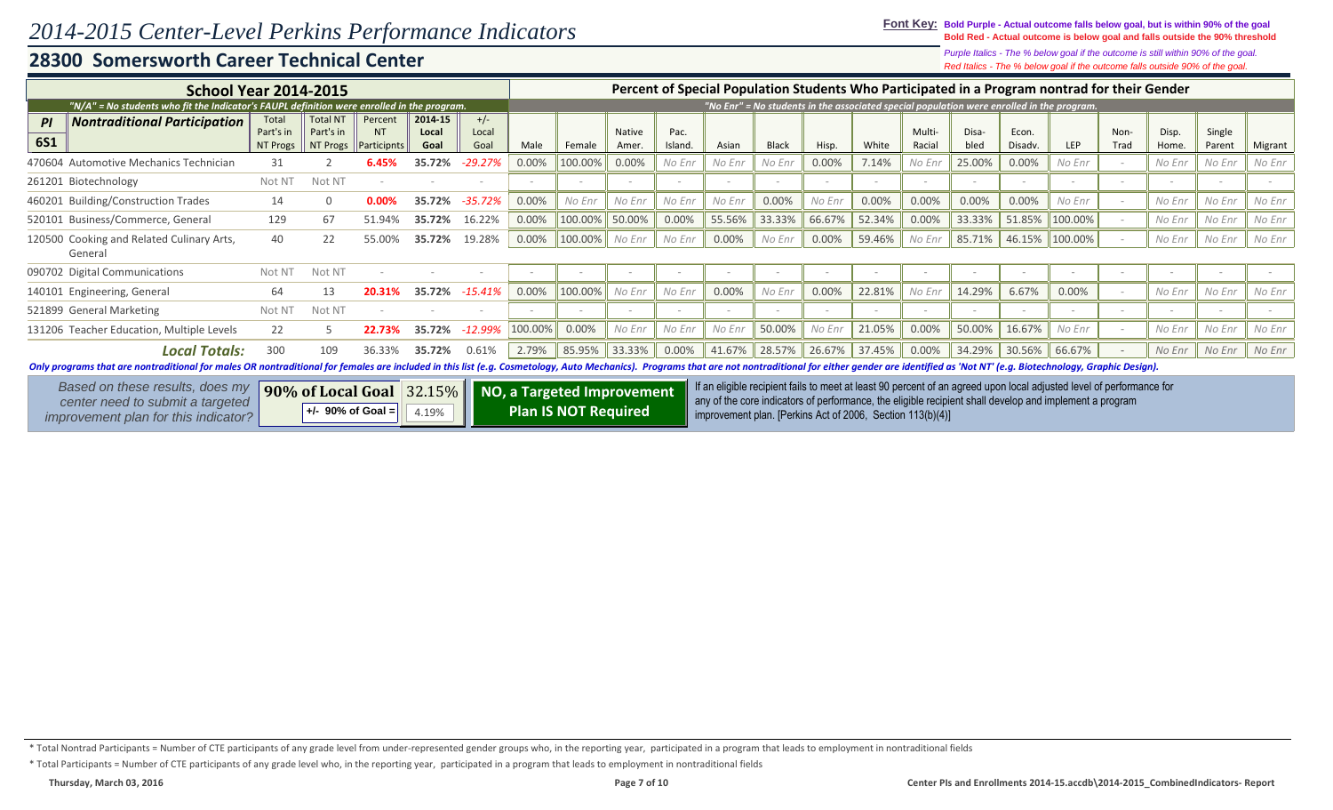# 2014-2015 Center-Level Perkins Performance Indicators

**Font Key:** **Bold Purple - Actual outcome falls below goal, but is within 90% of the goal**
**Bold Red - Actual outcome is below goal and falls outside the 90% threshold**
*Purple Italics - The % below goal if the outcome is still within 90% of the goal.*
*Red Italics - The % below goal if the outcome falls outside 90% of the goal.*

## 28300 Somersworth Career Technical Center

**School Year 2014-2015** — *"N/A" = No students who fit the Indicator's FAUPL definition were enrolled in the program.*

**Percent of Special Population Students Who Participated in a Program nontrad for their Gender** — *"No Enr" = No students in the associated special population were enrolled in the program.*

| PI 6S1 Nontraditional Participation | Total Part's in NT Progs | Total NT Part's in NT Progs | Percent NT Participnts | 2014-15 Local Goal | +/- Local Goal | Male | Female | Native Amer. | Pac. Island. | Asian | Black | Hisp. | White | Multi-Racial | Disa-bled | Econ. Disadv. | LEP | Non-Trad | Disp. Home. | Single Parent | Migrant |
|---|---|---|---|---|---|---|---|---|---|---|---|---|---|---|---|---|---|---|---|---|---|
| 470604 Automotive Mechanics Technician | 31 | 2 | **6.45%** | **35.72%** | *-29.27%* | 0.00% | 100.00% | 0.00% | *No Enr* | *No Enr* | *No Enr* | 0.00% | 7.14% | *No Enr* | 25.00% | 0.00% | *No Enr* | - | *No Enr* | *No Enr* | *No Enr* |
| 261201 Biotechnology | Not NT | Not NT | - | - | - | - | - | - | - | - | - | - | - | - | - | - | - | - | - | - | - |
| 460201 Building/Construction Trades | 14 | 0 | **0.00%** | **35.72%** | *-35.72%* | 0.00% | *No Enr* | *No Enr* | *No Enr* | *No Enr* | 0.00% | *No Enr* | 0.00% | 0.00% | 0.00% | 0.00% | *No Enr* | - | *No Enr* | *No Enr* | *No Enr* |
| 520101 Business/Commerce, General | 129 | 67 | 51.94% | **35.72%** | 16.22% | 0.00% | 100.00% | 50.00% | 0.00% | 55.56% | 33.33% | 66.67% | 52.34% | 0.00% | 33.33% | 51.85% | 100.00% | - | *No Enr* | *No Enr* | *No Enr* |
| 120500 Cooking and Related Culinary Arts, General | 40 | 22 | 55.00% | **35.72%** | 19.28% | 0.00% | 100.00% | *No Enr* | *No Enr* | 0.00% | *No Enr* | 0.00% | 59.46% | *No Enr* | 85.71% | 46.15% | 100.00% | - | *No Enr* | *No Enr* | *No Enr* |
| 090702 Digital Communications | Not NT | Not NT | - | - | - | - | - | - | - | - | - | - | - | - | - | - | - | - | - | - | - |
| 140101 Engineering, General | 64 | 13 | **20.31%** | **35.72%** | *-15.41%* | 0.00% | 100.00% | *No Enr* | *No Enr* | 0.00% | *No Enr* | 0.00% | 22.81% | *No Enr* | 14.29% | 6.67% | 0.00% | - | *No Enr* | *No Enr* | *No Enr* |
| 521899 General Marketing | Not NT | Not NT | - | - | - | - | - | - | - | - | - | - | - | - | - | - | - | - | - | - | - |
| 131206 Teacher Education, Multiple Levels | 22 | 5 | **22.73%** | **35.72%** | *-12.99%* | 100.00% | 0.00% | *No Enr* | *No Enr* | *No Enr* | 50.00% | *No Enr* | 21.05% | 0.00% | 50.00% | 16.67% | *No Enr* | - | *No Enr* | *No Enr* | *No Enr* |
| ***Local Totals:*** | 300 | 109 | 36.33% | **35.72%** | 0.61% | 2.79% | 85.95% | 33.33% | 0.00% | 41.67% | 28.57% | 26.67% | 37.45% | 0.00% | 34.29% | 30.56% | 66.67% | - | *No Enr* | *No Enr* | *No Enr* |

***Only programs that are nontraditional for males OR nontraditional for females are included in this list (e.g. Cosmetology, Auto Mechanics). Programs that are not nontraditional for either gender are identified as 'Not NT' (e.g. Biotechnology, Graphic Design).***

| *Based on these results, does my center need to submit a targeted improvement plan for this indicator?* | **90% of Local Goal** | 32.15% | **NO, a Targeted Improvement Plan IS NOT Required** |
|---|---|---|---|
| | **+/- 90% of Goal =** | 4.19% | |

If an eligible recipient fails to meet at least 90 percent of an agreed upon local adjusted level of performance for any of the core indicators of performance, the eligible recipient shall develop and implement a program improvement plan. [Perkins Act of 2006, Section 113(b)(4)]

\* Total Nontrad Participants = Number of CTE participants of any grade level from under-represented gender groups who, in the reporting year, participated in a program that leads to employment in nontraditional fields

\* Total Participants = Number of CTE participants of any grade level who, in the reporting year, participated in a program that leads to employment in nontraditional fields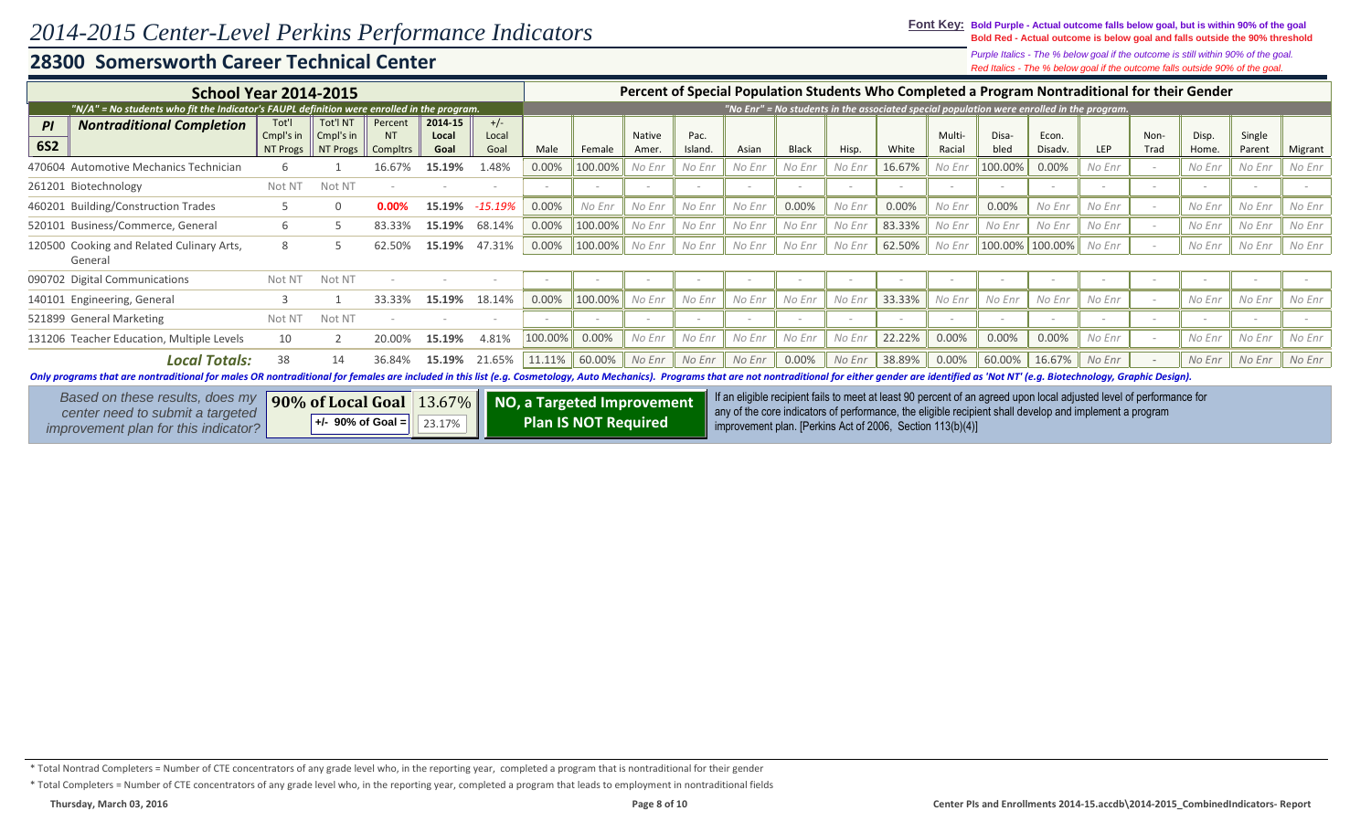# 2014-2015 Center-Level Perkins Performance Indicators

## 28300 Somersworth Career Technical Center

**Font Key:** **Bold Purple - Actual outcome falls below goal, but is within 90% of the goal**
**Bold Red - Actual outcome is below goal and falls outside the 90% threshold**
*Purple Italics - The % below goal if the outcome is still within 90% of the goal.*
*Red Italics - The % below goal if the outcome falls outside 90% of the goal.*

| School Year 2014-2015 | | | | | | | Percent of Special Population Students Who Completed a Program Nontraditional for their Gender | | | | | | | | | | | | | | | | |
|---|---|---|---|---|---|---|---|---|---|---|---|---|---|---|---|---|---|---|---|---|---|---|---|
| *"N/A" = No students who fit the Indicator's FAUPL definition were enrolled in the program.* | | | | | | | *"No Enr" = No students in the associated special population were enrolled in the program.* | | | | | | | | | | | | | | | | |
| **PI 6S2** | **Nontraditional Completion** | Tot'l Cmpl's in NT Progs | Tot'l NT Cmpl's in NT Progs | Percent NT Compltrs | **2014-15 Local Goal** | +/- Local Goal | Male | Female | Native Amer. | Pac. Island. | Asian | Black | Hisp. | White | Multi-Racial | Disa-bled | Econ. Disadv. | LEP | Non-Trad | Disp. Home. | Single Parent | Migrant |
| 470604 | Automotive Mechanics Technician | 6 | 1 | 16.67% | **15.19%** | 1.48% | 0.00% | 100.00% | *No Enr* | *No Enr* | *No Enr* | *No Enr* | *No Enr* | 16.67% | *No Enr* | 100.00% | 0.00% | *No Enr* | - | *No Enr* | *No Enr* | *No Enr* |
| 261201 | Biotechnology | Not NT | Not NT | - | - | - | - | - | - | - | - | - | - | - | - | - | - | - | - | - | - | - |
| 460201 | Building/Construction Trades | 5 | 0 | **0.00%** | **15.19%** | *-15.19%* | 0.00% | *No Enr* | *No Enr* | *No Enr* | *No Enr* | 0.00% | *No Enr* | 0.00% | *No Enr* | 0.00% | *No Enr* | *No Enr* | - | *No Enr* | *No Enr* | *No Enr* |
| 520101 | Business/Commerce, General | 6 | 5 | 83.33% | **15.19%** | 68.14% | 0.00% | 100.00% | *No Enr* | *No Enr* | *No Enr* | *No Enr* | *No Enr* | 83.33% | *No Enr* | *No Enr* | *No Enr* | *No Enr* | - | *No Enr* | *No Enr* | *No Enr* |
| 120500 | Cooking and Related Culinary Arts, General | 8 | 5 | 62.50% | **15.19%** | 47.31% | 0.00% | 100.00% | *No Enr* | *No Enr* | *No Enr* | *No Enr* | *No Enr* | 62.50% | *No Enr* | 100.00% | 100.00% | *No Enr* | - | *No Enr* | *No Enr* | *No Enr* |
| 090702 | Digital Communications | Not NT | Not NT | - | - | - | - | - | - | - | - | - | - | - | - | - | - | - | - | - | - | - |
| 140101 | Engineering, General | 3 | 1 | 33.33% | **15.19%** | 18.14% | 0.00% | 100.00% | *No Enr* | *No Enr* | *No Enr* | *No Enr* | *No Enr* | 33.33% | *No Enr* | *No Enr* | *No Enr* | *No Enr* | - | *No Enr* | *No Enr* | *No Enr* |
| 521899 | General Marketing | Not NT | Not NT | - | - | - | - | - | - | - | - | - | - | - | - | - | - | - | - | - | - | - |
| 131206 | Teacher Education, Multiple Levels | 10 | 2 | 20.00% | **15.19%** | 4.81% | 100.00% | 0.00% | *No Enr* | *No Enr* | *No Enr* | *No Enr* | *No Enr* | 22.22% | 0.00% | 0.00% | 0.00% | *No Enr* | - | *No Enr* | *No Enr* | *No Enr* |
| | ***Local Totals:*** | 38 | 14 | 36.84% | **15.19%** | 21.65% | 11.11% | 60.00% | *No Enr* | *No Enr* | *No Enr* | 0.00% | *No Enr* | 38.89% | 0.00% | 60.00% | 16.67% | *No Enr* | - | *No Enr* | *No Enr* | *No Enr* |

***Only programs that are nontraditional for males OR nontraditional for females are included in this list (e.g. Cosmetology, Auto Mechanics). Programs that are not nontraditional for either gender are identified as 'Not NT' (e.g. Biotechnology, Graphic Design).***

| *Based on these results, does my center need to submit a targeted improvement plan for this indicator?* | **90% of Local Goal** | 13.67% | **NO, a Targeted Improvement Plan IS NOT Required** |
|---|---|---|---|
| | **+/- 90% of Goal =** | 23.17% | |

If an eligible recipient fails to meet at least 90 percent of an agreed upon local adjusted level of performance for any of the core indicators of performance, the eligible recipient shall develop and implement a program improvement plan. [Perkins Act of 2006, Section 113(b)(4)]

\* Total Nontrad Completers = Number of CTE concentrators of any grade level who, in the reporting year, completed a program that is nontraditional for their gender

\* Total Completers = Number of CTE concentrators of any grade level who, in the reporting year, completed a program that leads to employment in nontraditional fields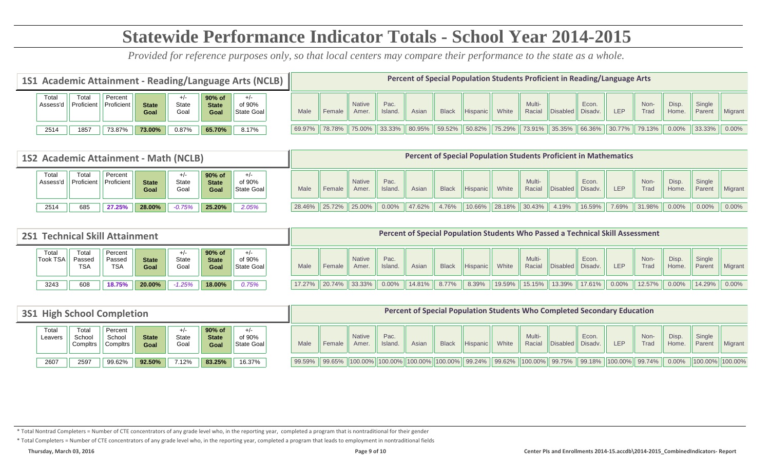# Statewide Performance Indicator Totals - School Year 2014-2015

*Provided for reference purposes only, so that local centers may compare their performance to the state as a whole.*

## 1S1 Academic Attainment - Reading/Language Arts (NCLB)

| Total Assess'd | Total Proficient | Percent Proficient | State Goal | +/- State Goal | 90% of State Goal | +/- of 90% State Goal |
|---|---|---|---|---|---|---|
| 2514 | 1857 | 73.87% | 73.00% | 0.87% | 65.70% | 8.17% |

**Percent of Special Population Students Proficient in Reading/Language Arts**

| Male | Female | Native Amer. | Pac. Island. | Asian | Black | Hispanic | White | Multi-Racial | Disabled | Econ. Disadv. | LEP | Non-Trad | Disp. Home. | Single Parent | Migrant |
|---|---|---|---|---|---|---|---|---|---|---|---|---|---|---|---|
| 69.97% | 78.78% | 75.00% | 33.33% | 80.95% | 59.52% | 50.82% | 75.29% | 73.91% | 35.35% | 66.36% | 30.77% | 79.13% | 0.00% | 33.33% | 0.00% |

## 1S2 Academic Attainment - Math (NCLB)

| Total Assess'd | Total Proficient | Percent Proficient | State Goal | +/- State Goal | 90% of State Goal | +/- of 90% State Goal |
|---|---|---|---|---|---|---|
| 2514 | 685 | 27.25% | 28.00% | -0.75% | 25.20% | 2.05% |

**Percent of Special Population Students Proficient in Mathematics**

| Male | Female | Native Amer. | Pac. Island. | Asian | Black | Hispanic | White | Multi-Racial | Disabled | Econ. Disadv. | LEP | Non-Trad | Disp. Home. | Single Parent | Migrant |
|---|---|---|---|---|---|---|---|---|---|---|---|---|---|---|---|
| 28.46% | 25.72% | 25.00% | 0.00% | 47.62% | 4.76% | 10.66% | 28.18% | 30.43% | 4.19% | 16.59% | 7.69% | 31.98% | 0.00% | 0.00% | 0.00% |

## 2S1 Technical Skill Attainment

| Total Took TSA | Total Passed TSA | Percent Passed TSA | State Goal | +/- State Goal | 90% of State Goal | +/- of 90% State Goal |
|---|---|---|---|---|---|---|
| 3243 | 608 | 18.75% | 20.00% | -1.25% | 18.00% | 0.75% |

**Percent of Special Population Students Who Passed a Technical Skill Assessment**

| Male | Female | Native Amer. | Pac. Island. | Asian | Black | Hispanic | White | Multi-Racial | Disabled | Econ. Disadv. | LEP | Non-Trad | Disp. Home. | Single Parent | Migrant |
|---|---|---|---|---|---|---|---|---|---|---|---|---|---|---|---|
| 17.27% | 20.74% | 33.33% | 0.00% | 14.81% | 8.77% | 8.39% | 19.59% | 15.15% | 13.39% | 17.61% | 0.00% | 12.57% | 0.00% | 14.29% | 0.00% |

## 3S1 High School Completion

| Total Leavers | Total School Compltrs | Percent School Compltrs | State Goal | +/- State Goal | 90% of State Goal | +/- of 90% State Goal |
|---|---|---|---|---|---|---|
| 2607 | 2597 | 99.62% | 92.50% | 7.12% | 83.25% | 16.37% |

**Percent of Special Population Students Who Completed Secondary Education**

| Male | Female | Native Amer. | Pac. Island. | Asian | Black | Hispanic | White | Multi-Racial | Disabled | Econ. Disadv. | LEP | Non-Trad | Disp. Home. | Single Parent | Migrant |
|---|---|---|---|---|---|---|---|---|---|---|---|---|---|---|---|
| 99.59% | 99.65% | 100.00% | 100.00% | 100.00% | 100.00% | 99.24% | 99.62% | 100.00% | 99.75% | 99.18% | 100.00% | 99.74% | 0.00% | 100.00% | 100.00% |

* Total Nontrad Completers = Number of CTE concentrators of any grade level who, in the reporting year, completed a program that is nontraditional for their gender

* Total Completers = Number of CTE concentrators of any grade level who, in the reporting year, completed a program that leads to employment in nontraditional fields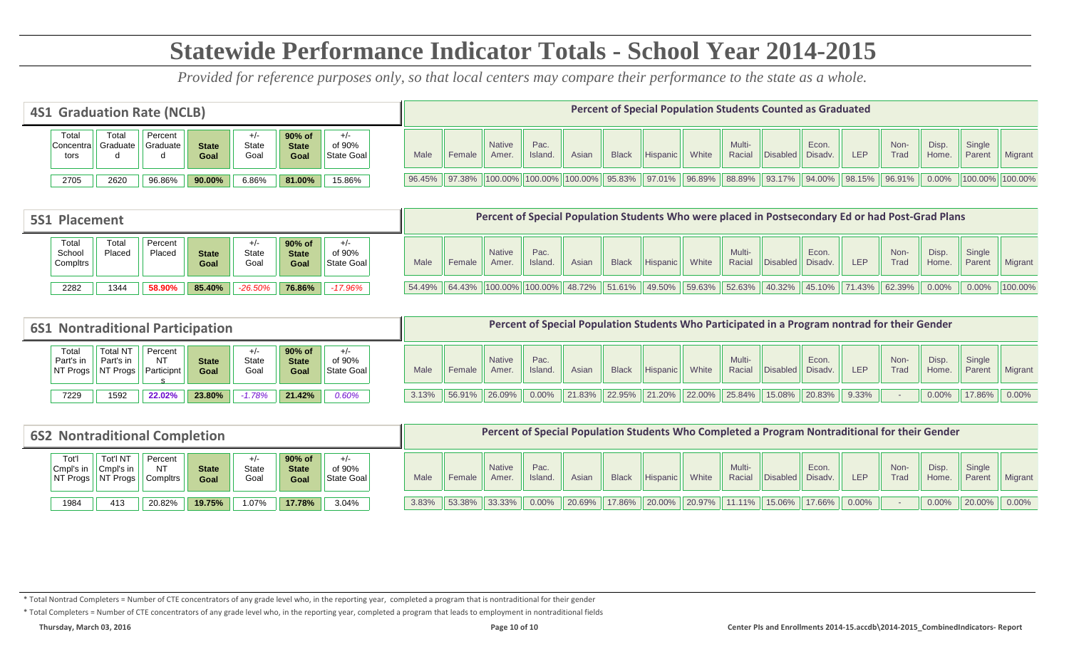# Statewide Performance Indicator Totals - School Year 2014-2015

*Provided for reference purposes only, so that local centers may compare their performance to the state as a whole.*

## 4S1 Graduation Rate (NCLB)

| Total Concentrators | Total Graduated | Percent Graduated | State Goal | +/- State Goal | 90% of State Goal | +/- of 90% State Goal |
|---|---|---|---|---|---|---|
| 2705 | 2620 | 96.86% | 90.00% | 6.86% | 81.00% | 15.86% |

**Percent of Special Population Students Counted as Graduated**

| Male | Female | Native Amer. | Pac. Island. | Asian | Black | Hispanic | White | Multi-Racial | Disabled | Econ. Disadv. | LEP | Non-Trad | Disp. Home. | Single Parent | Migrant |
|---|---|---|---|---|---|---|---|---|---|---|---|---|---|---|---|
| 96.45% | 97.38% | 100.00% | 100.00% | 100.00% | 95.83% | 97.01% | 96.89% | 88.89% | 93.17% | 94.00% | 98.15% | 96.91% | 0.00% | 100.00% | 100.00% |

## 5S1 Placement

| Total School Compltrs | Total Placed | Percent Placed | State Goal | +/- State Goal | 90% of State Goal | +/- of 90% State Goal |
|---|---|---|---|---|---|---|
| 2282 | 1344 | 58.90% | 85.40% | -26.50% | 76.86% | -17.96% |

**Percent of Special Population Students Who were placed in Postsecondary Ed or had Post-Grad Plans**

| Male | Female | Native Amer. | Pac. Island. | Asian | Black | Hispanic | White | Multi-Racial | Disabled | Econ. Disadv. | LEP | Non-Trad | Disp. Home. | Single Parent | Migrant |
|---|---|---|---|---|---|---|---|---|---|---|---|---|---|---|---|
| 54.49% | 64.43% | 100.00% | 100.00% | 48.72% | 51.61% | 49.50% | 59.63% | 52.63% | 40.32% | 45.10% | 71.43% | 62.39% | 0.00% | 0.00% | 100.00% |

## 6S1 Nontraditional Participation

| Total Part's in NT Progs | Total NT Part's in NT Progs | Percent Participnts | State Goal | +/- State Goal | 90% of State Goal | +/- of 90% State Goal |
|---|---|---|---|---|---|---|
| 7229 | 1592 | 22.02% | 23.80% | -1.78% | 21.42% | 0.60% |

**Percent of Special Population Students Who Participated in a Program nontrad for their Gender**

| Male | Female | Native Amer. | Pac. Island. | Asian | Black | Hispanic | White | Multi-Racial | Disabled | Econ. Disadv. | LEP | Non-Trad | Disp. Home. | Single Parent | Migrant |
|---|---|---|---|---|---|---|---|---|---|---|---|---|---|---|---|
| 3.13% | 56.91% | 26.09% | 0.00% | 21.83% | 22.95% | 21.20% | 22.00% | 25.84% | 15.08% | 20.83% | 9.33% | - | 0.00% | 17.86% | 0.00% |

## 6S2 Nontraditional Completion

| Tot'l Cmpl's in NT Progs | Tot'l NT Cmpl's in NT Progs | Percent NT Compltrs | State Goal | +/- State Goal | 90% of State Goal | +/- of 90% State Goal |
|---|---|---|---|---|---|---|
| 1984 | 413 | 20.82% | 19.75% | 1.07% | 17.78% | 3.04% |

**Percent of Special Population Students Who Completed a Program Nontraditional for their Gender**

| Male | Female | Native Amer. | Pac. Island. | Asian | Black | Hispanic | White | Multi-Racial | Disabled | Econ. Disadv. | LEP | Non-Trad | Disp. Home. | Single Parent | Migrant |
|---|---|---|---|---|---|---|---|---|---|---|---|---|---|---|---|
| 3.83% | 53.38% | 33.33% | 0.00% | 20.69% | 17.86% | 20.00% | 20.97% | 11.11% | 15.06% | 17.66% | 0.00% | - | 0.00% | 20.00% | 0.00% |

* Total Nontrad Completers = Number of CTE concentrators of any grade level who, in the reporting year, completed a program that is nontraditional for their gender

* Total Completers = Number of CTE concentrators of any grade level who, in the reporting year, completed a program that leads to employment in nontraditional fields